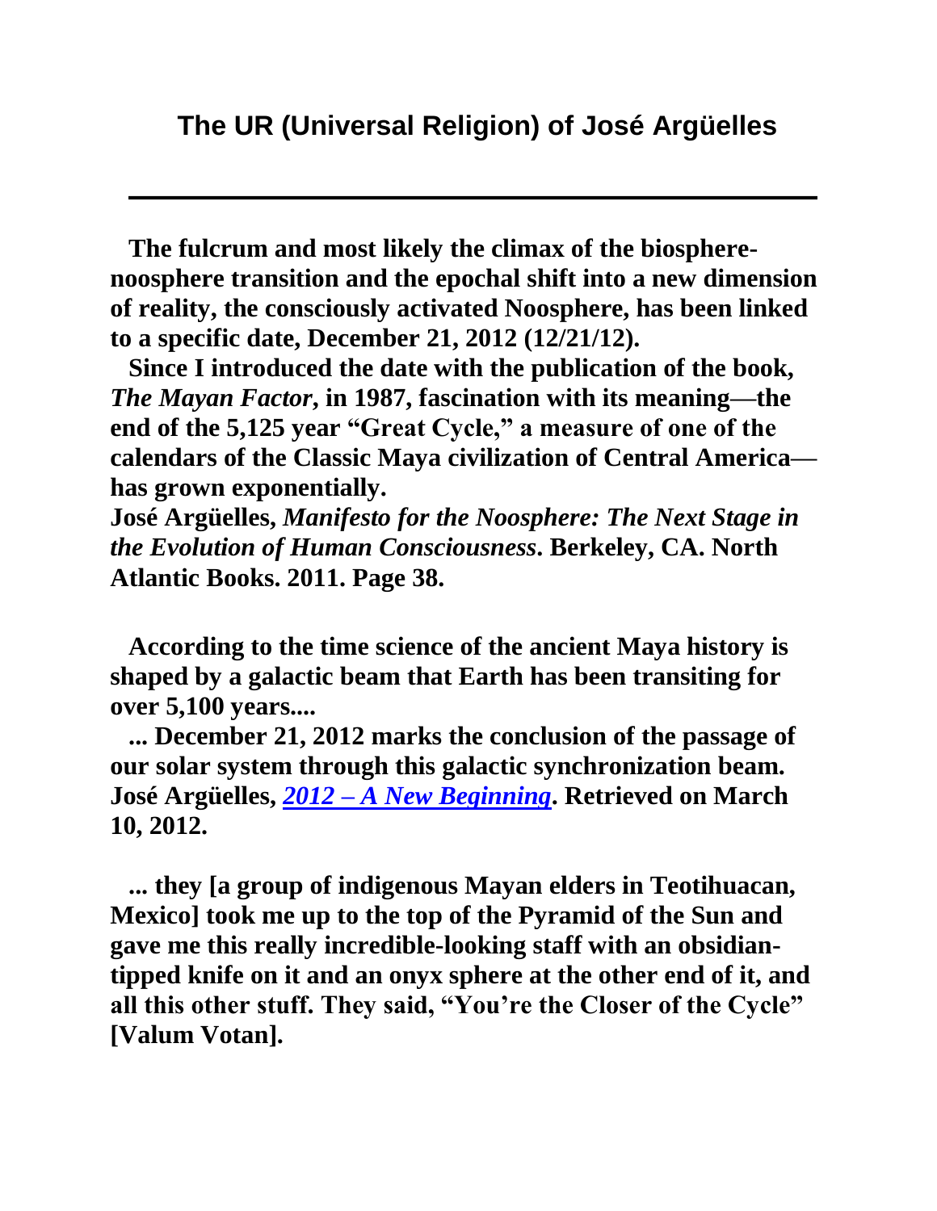## The UR (Universal Religion) of José Argüelles

---

**The fulcrum and most likely the climax of the biosphere-noosphere transition and the epochal shift into a new dimension of reality, the consciously activated Noosphere, has been linked to a specific date, December 21, 2012 (12/21/12).**

**Since I introduced the date with the publication of the book, *The Mayan Factor*, in 1987, fascination with its meaning—the end of the 5,125 year "Great Cycle," a measure of one of the calendars of the Classic Maya civilization of Central America—has grown exponentially.**
**José Argüelles, *Manifesto for the Noosphere: The Next Stage in the Evolution of Human Consciousness*. Berkeley, CA. North Atlantic Books. 2011. Page 38.**

**According to the time science of the ancient Maya history is shaped by a galactic beam that Earth has been transiting for over 5,100 years....**

**... December 21, 2012 marks the conclusion of the passage of our solar system through this galactic synchronization beam. José Argüelles, *2012 – A New Beginning*. Retrieved on March 10, 2012.**

**... they [a group of indigenous Mayan elders in Teotihuacan, Mexico] took me up to the top of the Pyramid of the Sun and gave me this really incredible-looking staff with an obsidian-tipped knife on it and an onyx sphere at the other end of it, and all this other stuff. They said, "You're the Closer of the Cycle" [Valum Votan].**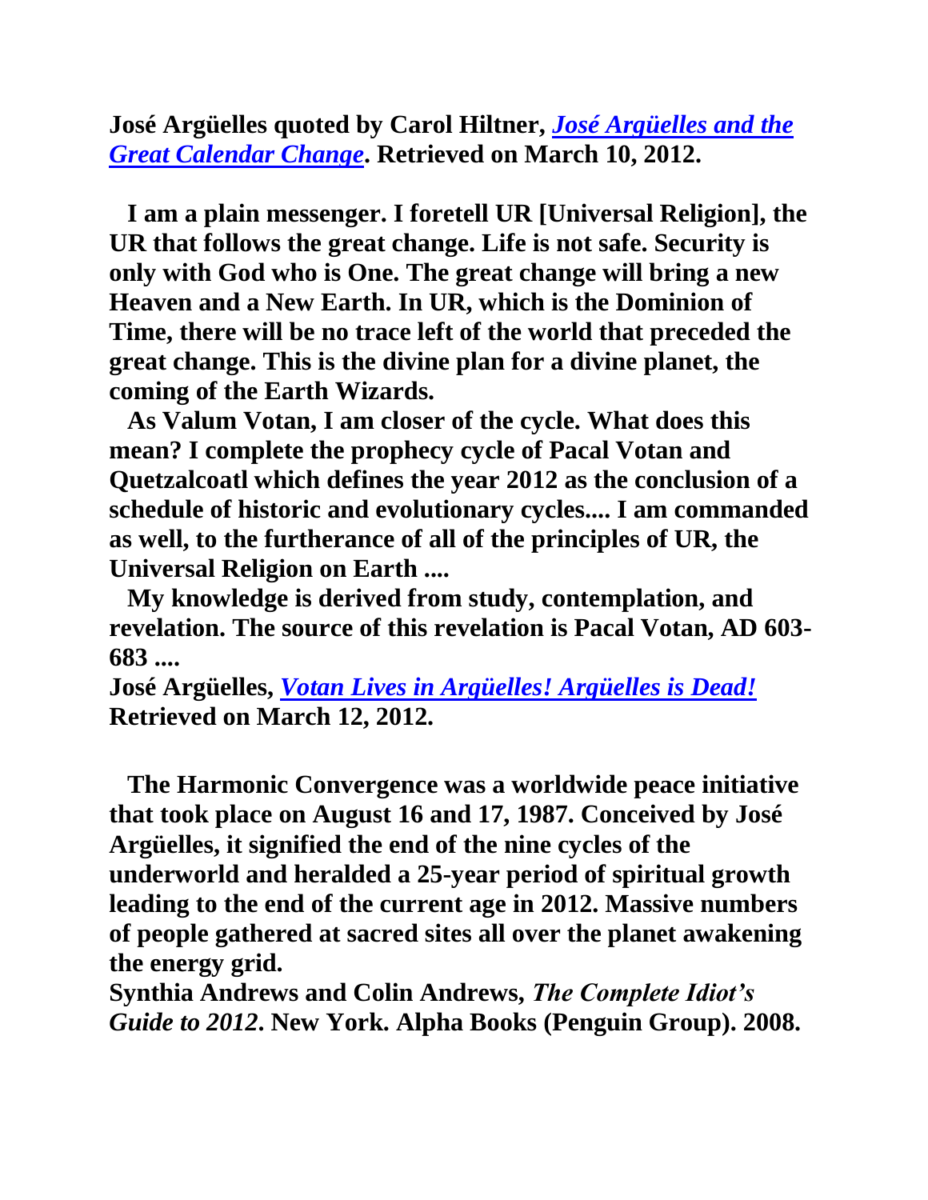**José Argüelles quoted by Carol Hiltner, *José Argüelles and the Great Calendar Change*. Retrieved on March 10, 2012.**

**I am a plain messenger. I foretell UR [Universal Religion], the UR that follows the great change. Life is not safe. Security is only with God who is One. The great change will bring a new Heaven and a New Earth. In UR, which is the Dominion of Time, there will be no trace left of the world that preceded the great change. This is the divine plan for a divine planet, the coming of the Earth Wizards.**

**As Valum Votan, I am closer of the cycle. What does this mean? I complete the prophecy cycle of Pacal Votan and Quetzalcoatl which defines the year 2012 as the conclusion of a schedule of historic and evolutionary cycles.... I am commanded as well, to the furtherance of all of the principles of UR, the Universal Religion on Earth ....**

**My knowledge is derived from study, contemplation, and revelation. The source of this revelation is Pacal Votan, AD 603-683 ....**

**José Argüelles, *Votan Lives in Argüelles! Argüelles is Dead!* Retrieved on March 12, 2012.**

**The Harmonic Convergence was a worldwide peace initiative that took place on August 16 and 17, 1987. Conceived by José Argüelles, it signified the end of the nine cycles of the underworld and heralded a 25-year period of spiritual growth leading to the end of the current age in 2012. Massive numbers of people gathered at sacred sites all over the planet awakening the energy grid.**

**Synthia Andrews and Colin Andrews, *The Complete Idiot's Guide to 2012*. New York. Alpha Books (Penguin Group). 2008.**